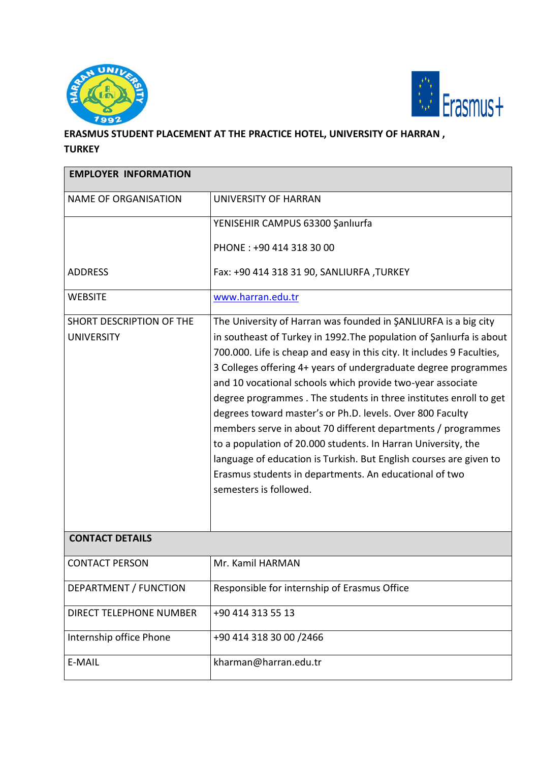**ERASMUS STUDENT PLACEMENT AT THE PRACTICE HOTEL, UNIVERSITY OF HARRAN , TURKEY**

| **EMPLOYER INFORMATION** | |
|---|---|
| NAME OF ORGANISATION | UNIVERSITY OF HARRAN |
| ADDRESS | YENISEHIR CAMPUS 63300 Şanlıurfa<br><br>PHONE : +90 414 318 30 00<br><br>Fax: +90 414 318 31 90, SANLIURFA ,TURKEY |
| WEBSITE | www.harran.edu.tr |
| SHORT DESCRIPTION OF THE UNIVERSITY | The University of Harran was founded in ŞANLIURFA is a big city in southeast of Turkey in 1992.The population of Şanlıurfa is about 700.000. Life is cheap and easy in this city. It includes 9 Faculties, 3 Colleges offering 4+ years of undergraduate degree programmes and 10 vocational schools which provide two-year associate degree programmes . The students in three institutes enroll to get degrees toward master's or Ph.D. levels. Over 800 Faculty members serve in about 70 different departments / programmes to a population of 20.000 students. In Harran University, the language of education is Turkish. But English courses are given to Erasmus students in departments. An educational of two semesters is followed. |
| **CONTACT DETAILS** | |
| CONTACT PERSON | Mr. Kamil HARMAN |
| DEPARTMENT / FUNCTION | Responsible for internship of Erasmus Office |
| DIRECT TELEPHONE NUMBER | +90 414 313 55 13 |
| Internship office Phone | +90 414 318 30 00 /2466 |
| E-MAIL | kharman@harran.edu.tr |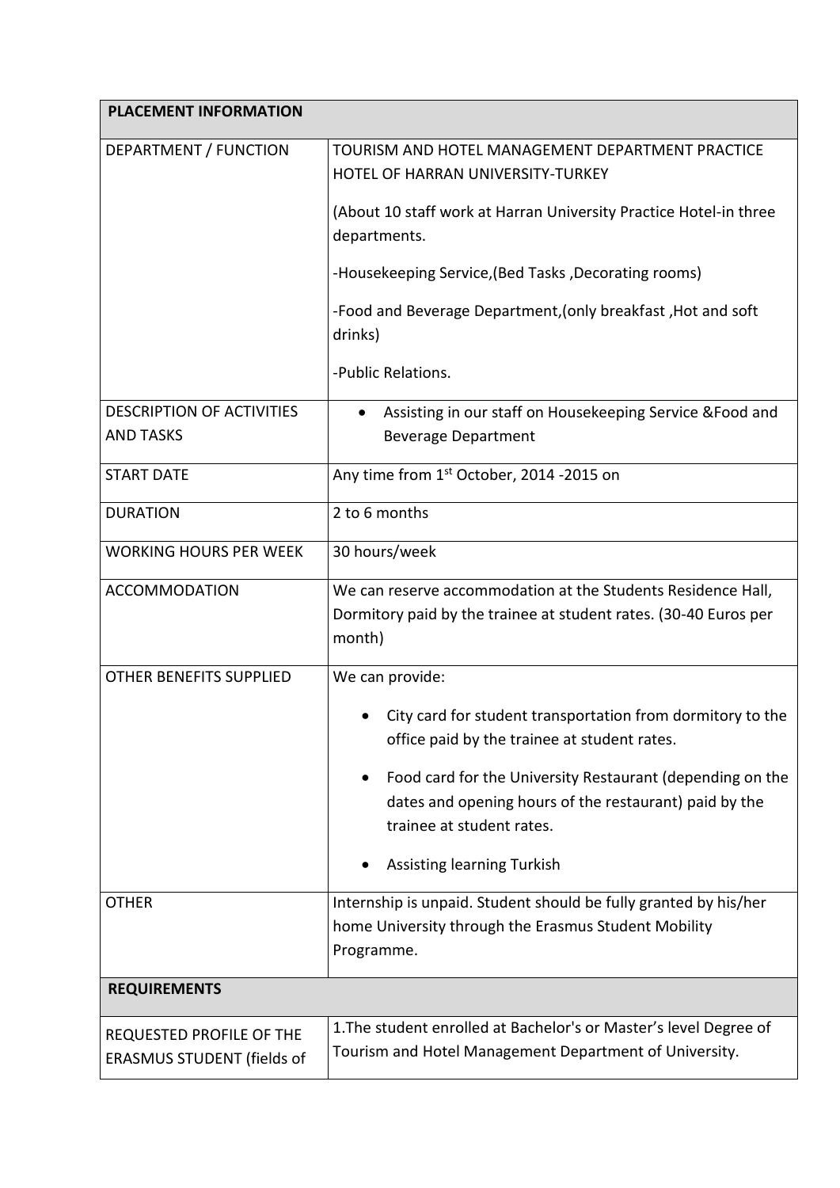| PLACEMENT INFORMATION | |
|---|---|
| DEPARTMENT / FUNCTION | TOURISM AND HOTEL MANAGEMENT DEPARTMENT PRACTICE HOTEL OF HARRAN UNIVERSITY-TURKEY<br><br>(About 10 staff work at Harran University Practice Hotel-in three departments.<br><br>-Housekeeping Service,(Bed Tasks ,Decorating rooms)<br><br>-Food and Beverage Department,(only breakfast ,Hot and soft drinks)<br><br>-Public Relations. |
| DESCRIPTION OF ACTIVITIES AND TASKS | • Assisting in our staff on Housekeeping Service &Food and Beverage Department |
| START DATE | Any time from 1st October, 2014 -2015 on |
| DURATION | 2 to 6 months |
| WORKING HOURS PER WEEK | 30 hours/week |
| ACCOMMODATION | We can reserve accommodation at the Students Residence Hall, Dormitory paid by the trainee at student rates. (30-40 Euros per month) |
| OTHER BENEFITS SUPPLIED | We can provide:<br><br>• City card for student transportation from dormitory to the office paid by the trainee at student rates.<br><br>• Food card for the University Restaurant (depending on the dates and opening hours of the restaurant) paid by the trainee at student rates.<br><br>• Assisting learning Turkish |
| OTHER | Internship is unpaid. Student should be fully granted by his/her home University through the Erasmus Student Mobility Programme. |
| **REQUIREMENTS** | |
| REQUESTED PROFILE OF THE ERASMUS STUDENT (fields of | 1.The student enrolled at Bachelor's or Master's level Degree of Tourism and Hotel Management Department of University. |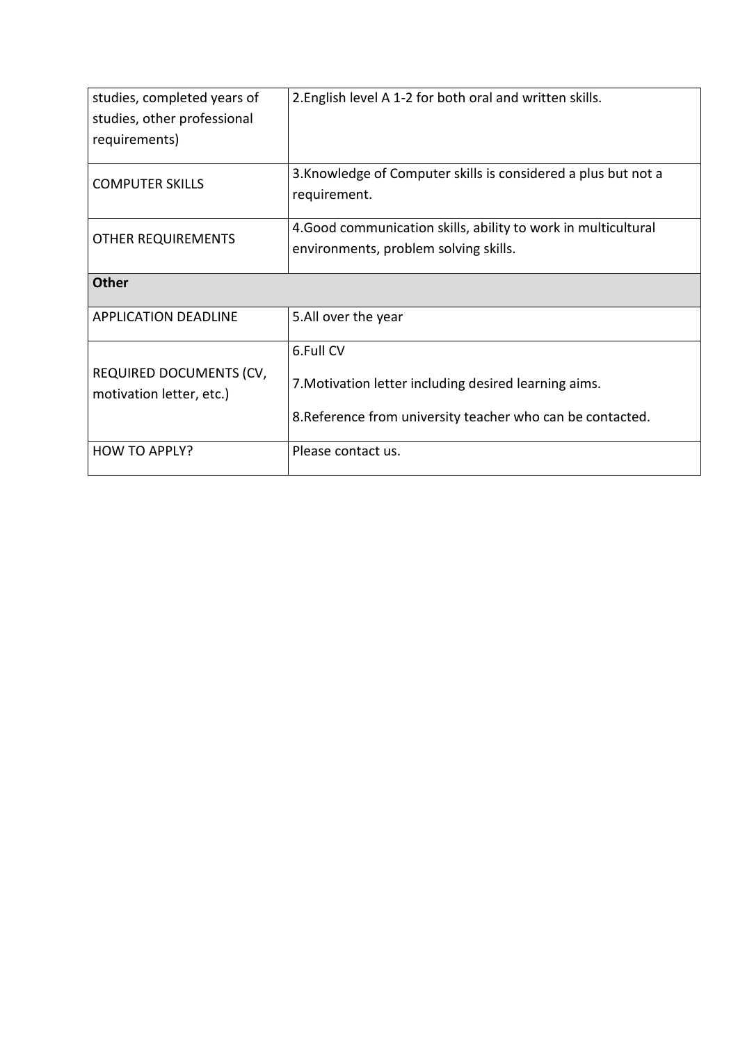| | |
|---|---|
| studies, completed years of studies, other professional requirements) | 2.English level A 1-2 for both oral and written skills. |
| COMPUTER SKILLS | 3.Knowledge of Computer skills is considered a plus but not a requirement. |
| OTHER REQUIREMENTS | 4.Good communication skills, ability to work in multicultural environments, problem solving skills. |
| **Other** | |
| APPLICATION DEADLINE | 5.All over the year |
| REQUIRED DOCUMENTS (CV, motivation letter, etc.) | 6.Full CV<br>7.Motivation letter including desired learning aims.<br>8.Reference from university teacher who can be contacted. |
| HOW TO APPLY? | Please contact us. |